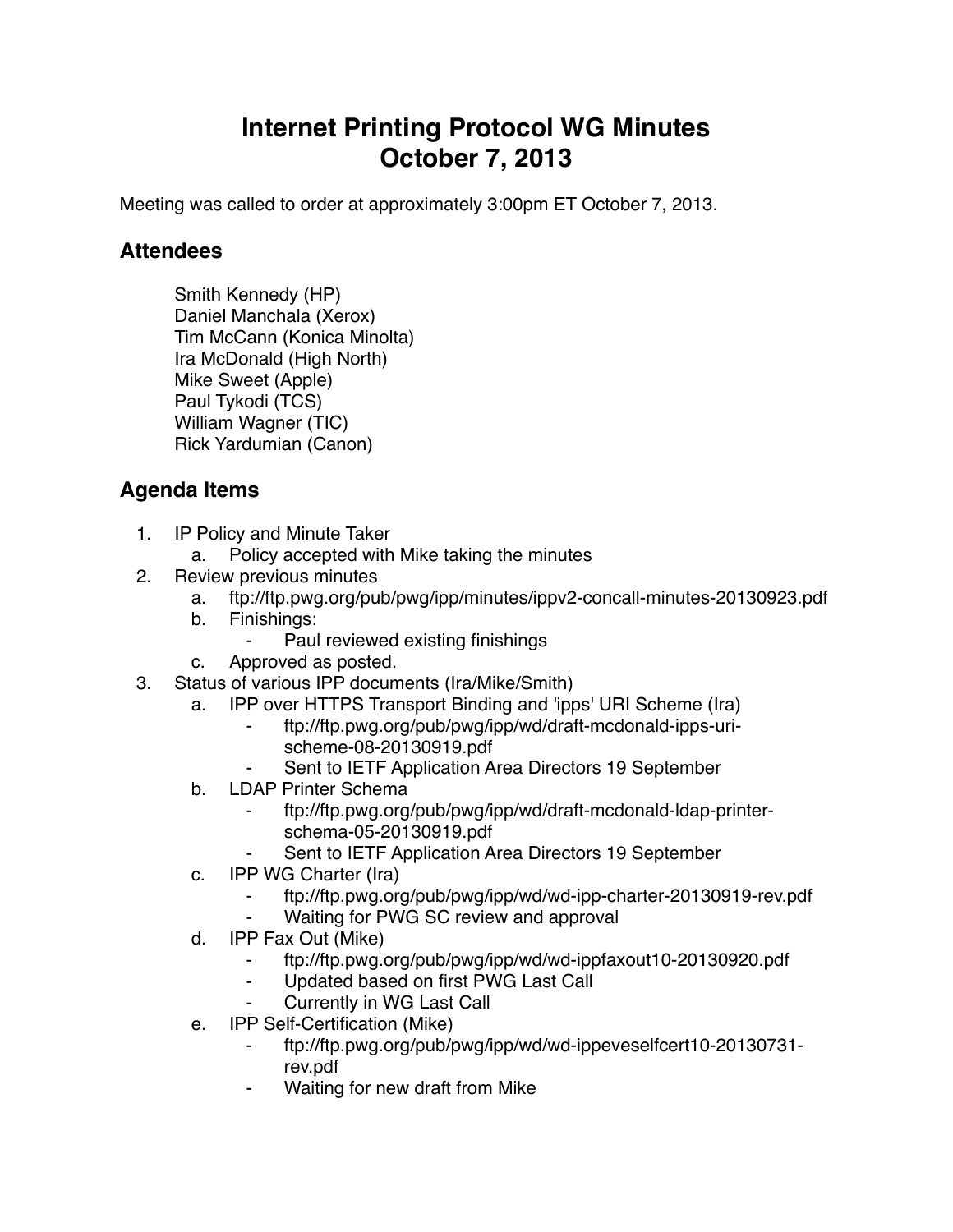# Internet Printing Protocol WG Minutes
# October 7, 2013

Meeting was called to order at approximately 3:00pm ET October 7, 2013.

## Attendees

Smith Kennedy (HP)
Daniel Manchala (Xerox)
Tim McCann (Konica Minolta)
Ira McDonald (High North)
Mike Sweet (Apple)
Paul Tykodi (TCS)
William Wagner (TIC)
Rick Yardumian (Canon)

## Agenda Items

1. IP Policy and Minute Taker
    a. Policy accepted with Mike taking the minutes
2. Review previous minutes
    a. ftp://ftp.pwg.org/pub/pwg/ipp/minutes/ippv2-concall-minutes-20130923.pdf
    b. Finishings:
        - Paul reviewed existing finishings
    c. Approved as posted.
3. Status of various IPP documents (Ira/Mike/Smith)
    a. IPP over HTTPS Transport Binding and 'ipps' URI Scheme (Ira)
        - ftp://ftp.pwg.org/pub/pwg/ipp/wd/draft-mcdonald-ipps-uri-scheme-08-20130919.pdf
        - Sent to IETF Application Area Directors 19 September
    b. LDAP Printer Schema
        - ftp://ftp.pwg.org/pub/pwg/ipp/wd/draft-mcdonald-ldap-printer-schema-05-20130919.pdf
        - Sent to IETF Application Area Directors 19 September
    c. IPP WG Charter (Ira)
        - ftp://ftp.pwg.org/pub/pwg/ipp/wd/wd-ipp-charter-20130919-rev.pdf
        - Waiting for PWG SC review and approval
    d. IPP Fax Out (Mike)
        - ftp://ftp.pwg.org/pub/pwg/ipp/wd/wd-ippfaxout10-20130920.pdf
        - Updated based on first PWG Last Call
        - Currently in WG Last Call
    e. IPP Self-Certification (Mike)
        - ftp://ftp.pwg.org/pub/pwg/ipp/wd/wd-ippeveselfcert10-20130731-rev.pdf
        - Waiting for new draft from Mike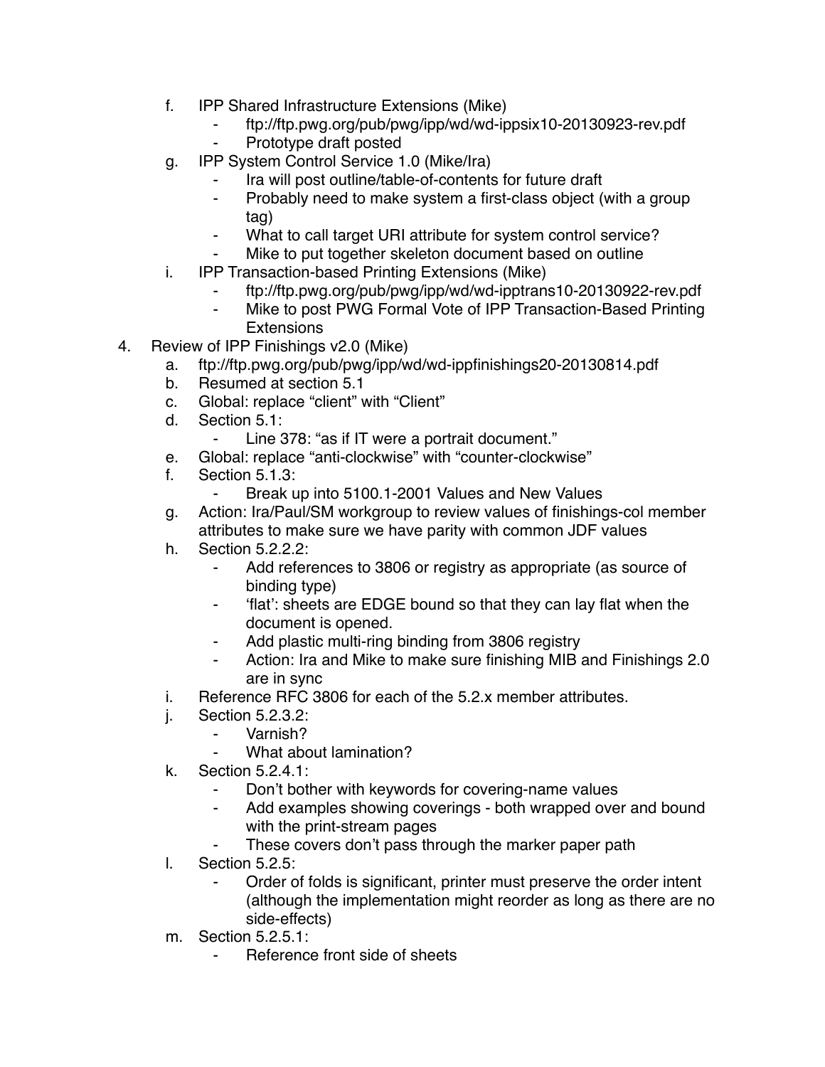f. IPP Shared Infrastructure Extensions (Mike)
    - ftp://ftp.pwg.org/pub/pwg/ipp/wd/wd-ippsix10-20130923-rev.pdf
    - Prototype draft posted
g. IPP System Control Service 1.0 (Mike/Ira)
    - Ira will post outline/table-of-contents for future draft
    - Probably need to make system a first-class object (with a group tag)
    - What to call target URI attribute for system control service?
    - Mike to put together skeleton document based on outline
i. IPP Transaction-based Printing Extensions (Mike)
    - ftp://ftp.pwg.org/pub/pwg/ipp/wd/wd-ipptrans10-20130922-rev.pdf
    - Mike to post PWG Formal Vote of IPP Transaction-Based Printing Extensions

4. Review of IPP Finishings v2.0 (Mike)
    a. ftp://ftp.pwg.org/pub/pwg/ipp/wd/wd-ippfinishings20-20130814.pdf
    b. Resumed at section 5.1
    c. Global: replace “client” with “Client”
    d. Section 5.1:
        - Line 378: “as if IT were a portrait document.”
    e. Global: replace “anti-clockwise” with “counter-clockwise”
    f. Section 5.1.3:
        - Break up into 5100.1-2001 Values and New Values
    g. Action: Ira/Paul/SM workgroup to review values of finishings-col member attributes to make sure we have parity with common JDF values
    h. Section 5.2.2.2:
        - Add references to 3806 or registry as appropriate (as source of binding type)
        - ‘flat’: sheets are EDGE bound so that they can lay flat when the document is opened.
        - Add plastic multi-ring binding from 3806 registry
        - Action: Ira and Mike to make sure finishing MIB and Finishings 2.0 are in sync
    i. Reference RFC 3806 for each of the 5.2.x member attributes.
    j. Section 5.2.3.2:
        - Varnish?
        - What about lamination?
    k. Section 5.2.4.1:
        - Don’t bother with keywords for covering-name values
        - Add examples showing coverings - both wrapped over and bound with the print-stream pages
        - These covers don’t pass through the marker paper path
    l. Section 5.2.5:
        - Order of folds is significant, printer must preserve the order intent (although the implementation might reorder as long as there are no side-effects)
    m. Section 5.2.5.1:
        - Reference front side of sheets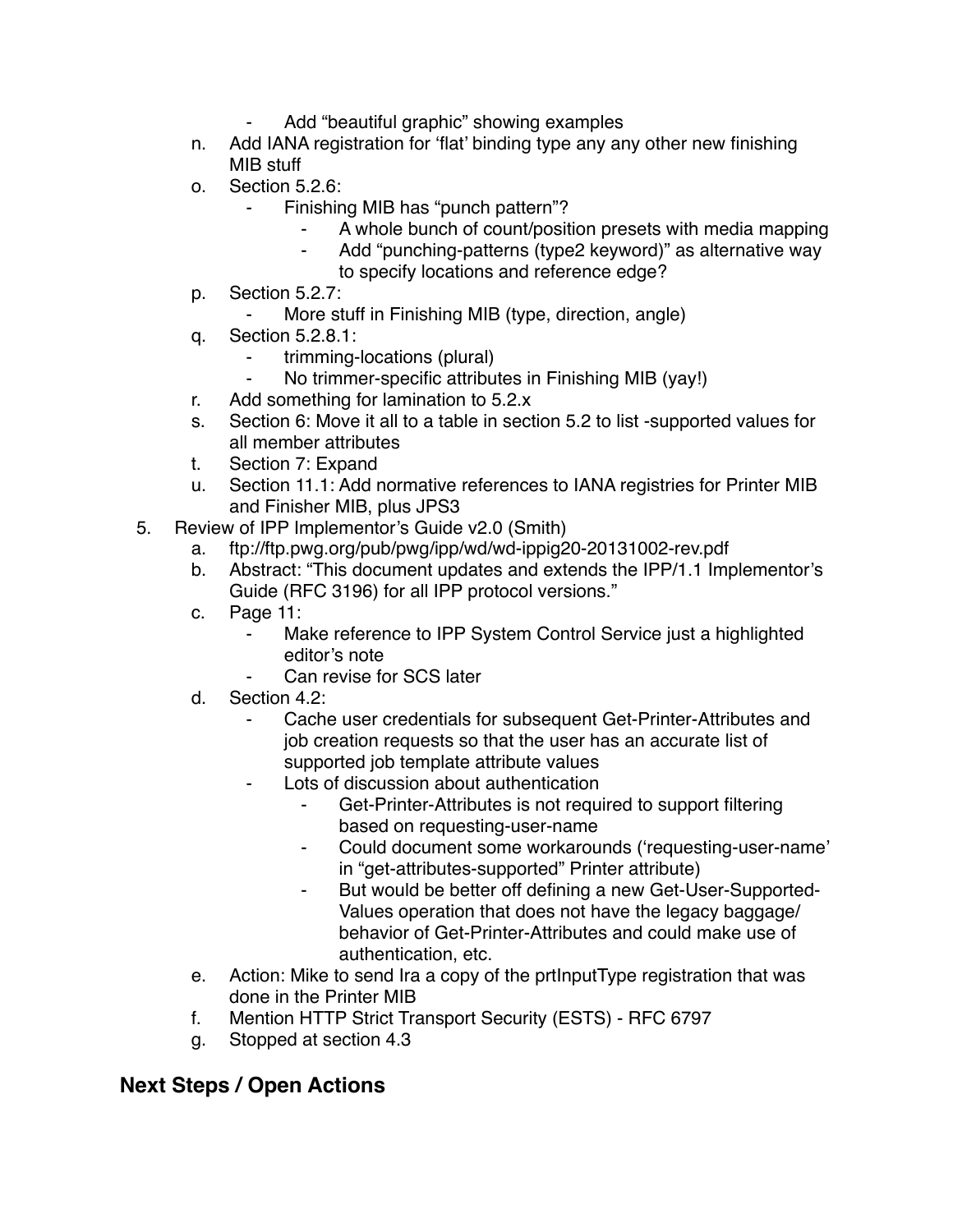- Add “beautiful graphic” showing examples
    n. Add IANA registration for ‘flat’ binding type any any other new finishing MIB stuff
    o. Section 5.2.6:
        - Finishing MIB has “punch pattern”?
            - A whole bunch of count/position presets with media mapping
            - Add “punching-patterns (type2 keyword)” as alternative way to specify locations and reference edge?
    p. Section 5.2.7:
        - More stuff in Finishing MIB (type, direction, angle)
    q. Section 5.2.8.1:
        - trimming-locations (plural)
        - No trimmer-specific attributes in Finishing MIB (yay!)
    r. Add something for lamination to 5.2.x
    s. Section 6: Move it all to a table in section 5.2 to list -supported values for all member attributes
    t. Section 7: Expand
    u. Section 11.1: Add normative references to IANA registries for Printer MIB and Finisher MIB, plus JPS3

5. Review of IPP Implementor’s Guide v2.0 (Smith)
    a. ftp://ftp.pwg.org/pub/pwg/ipp/wd/wd-ippig20-20131002-rev.pdf
    b. Abstract: “This document updates and extends the IPP/1.1 Implementor’s Guide (RFC 3196) for all IPP protocol versions.”
    c. Page 11:
        - Make reference to IPP System Control Service just a highlighted editor’s note
        - Can revise for SCS later
    d. Section 4.2:
        - Cache user credentials for subsequent Get-Printer-Attributes and job creation requests so that the user has an accurate list of supported job template attribute values
        - Lots of discussion about authentication
            - Get-Printer-Attributes is not required to support filtering based on requesting-user-name
            - Could document some workarounds (‘requesting-user-name’ in “get-attributes-supported” Printer attribute)
            - But would be better off defining a new Get-User-Supported-Values operation that does not have the legacy baggage/ behavior of Get-Printer-Attributes and could make use of authentication, etc.
    e. Action: Mike to send Ira a copy of the prtInputType registration that was done in the Printer MIB
    f. Mention HTTP Strict Transport Security (ESTS) - RFC 6797
    g. Stopped at section 4.3

## Next Steps / Open Actions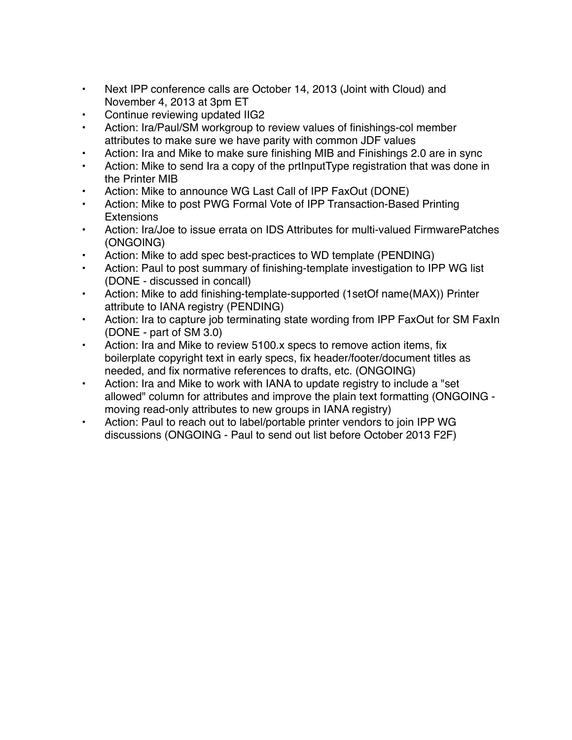- Next IPP conference calls are October 14, 2013 (Joint with Cloud) and November 4, 2013 at 3pm ET
- Continue reviewing updated IIG2
- Action: Ira/Paul/SM workgroup to review values of finishings-col member attributes to make sure we have parity with common JDF values
- Action: Ira and Mike to make sure finishing MIB and Finishings 2.0 are in sync
- Action: Mike to send Ira a copy of the prtInputType registration that was done in the Printer MIB
- Action: Mike to announce WG Last Call of IPP FaxOut (DONE)
- Action: Mike to post PWG Formal Vote of IPP Transaction-Based Printing Extensions
- Action: Ira/Joe to issue errata on IDS Attributes for multi-valued FirmwarePatches (ONGOING)
- Action: Mike to add spec best-practices to WD template (PENDING)
- Action: Paul to post summary of finishing-template investigation to IPP WG list (DONE - discussed in concall)
- Action: Mike to add finishing-template-supported (1setOf name(MAX)) Printer attribute to IANA registry (PENDING)
- Action: Ira to capture job terminating state wording from IPP FaxOut for SM FaxIn (DONE - part of SM 3.0)
- Action: Ira and Mike to review 5100.x specs to remove action items, fix boilerplate copyright text in early specs, fix header/footer/document titles as needed, and fix normative references to drafts, etc. (ONGOING)
- Action: Ira and Mike to work with IANA to update registry to include a "set allowed" column for attributes and improve the plain text formatting (ONGOING - moving read-only attributes to new groups in IANA registry)
- Action: Paul to reach out to label/portable printer vendors to join IPP WG discussions (ONGOING - Paul to send out list before October 2013 F2F)